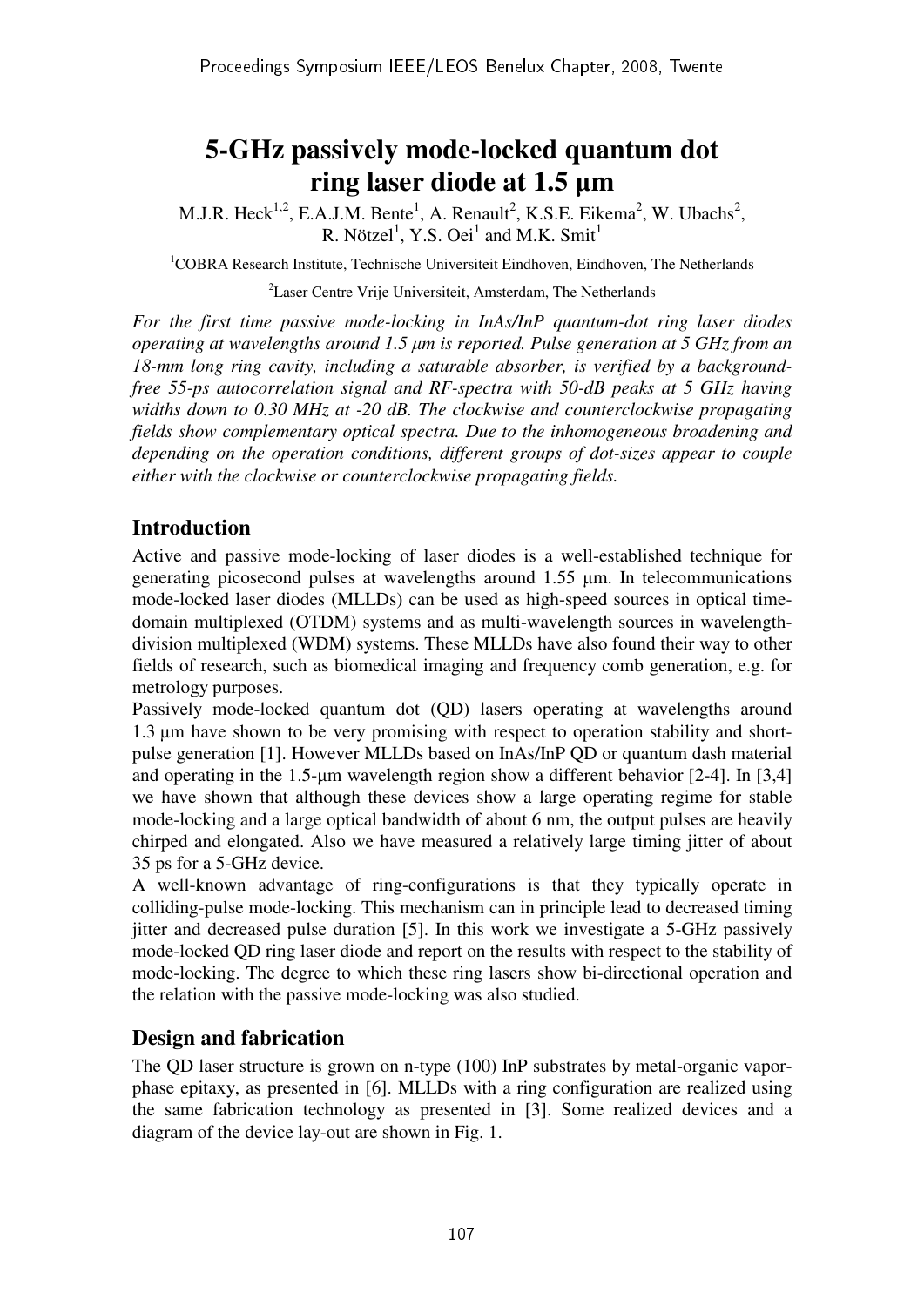# 5-GHz passively mode-locked quantum dot ring laser diode at 1.5 µm

M.J.R. Heck[1,2], E.A.J.M. Bente[1], A. Renault[2], K.S.E. Eikema[2], W. Ubachs[2], R. Nötzel[1], Y.S. Oei[1] and M.K. Smit[1]

[1]COBRA Research Institute, Technische Universiteit Eindhoven, Eindhoven, The Netherlands

[2]Laser Centre Vrije Universiteit, Amsterdam, The Netherlands

*For the first time passive mode-locking in InAs/InP quantum-dot ring laser diodes operating at wavelengths around 1.5 µm is reported. Pulse generation at 5 GHz from an 18-mm long ring cavity, including a saturable absorber, is verified by a background-free 55-ps autocorrelation signal and RF-spectra with 50-dB peaks at 5 GHz having widths down to 0.30 MHz at -20 dB. The clockwise and counterclockwise propagating fields show complementary optical spectra. Due to the inhomogeneous broadening and depending on the operation conditions, different groups of dot-sizes appear to couple either with the clockwise or counterclockwise propagating fields.*

## Introduction

Active and passive mode-locking of laser diodes is a well-established technique for generating picosecond pulses at wavelengths around 1.55 µm. In telecommunications mode-locked laser diodes (MLLDs) can be used as high-speed sources in optical time-domain multiplexed (OTDM) systems and as multi-wavelength sources in wavelength-division multiplexed (WDM) systems. These MLLDs have also found their way to other fields of research, such as biomedical imaging and frequency comb generation, e.g. for metrology purposes.

Passively mode-locked quantum dot (QD) lasers operating at wavelengths around 1.3 µm have shown to be very promising with respect to operation stability and short-pulse generation [1]. However MLLDs based on InAs/InP QD or quantum dash material and operating in the 1.5-µm wavelength region show a different behavior [2-4]. In [3,4] we have shown that although these devices show a large operating regime for stable mode-locking and a large optical bandwidth of about 6 nm, the output pulses are heavily chirped and elongated. Also we have measured a relatively large timing jitter of about 35 ps for a 5-GHz device.

A well-known advantage of ring-configurations is that they typically operate in colliding-pulse mode-locking. This mechanism can in principle lead to decreased timing jitter and decreased pulse duration [5]. In this work we investigate a 5-GHz passively mode-locked QD ring laser diode and report on the results with respect to the stability of mode-locking. The degree to which these ring lasers show bi-directional operation and the relation with the passive mode-locking was also studied.

## Design and fabrication

The QD laser structure is grown on n-type (100) InP substrates by metal-organic vapor-phase epitaxy, as presented in [6]. MLLDs with a ring configuration are realized using the same fabrication technology as presented in [3]. Some realized devices and a diagram of the device lay-out are shown in Fig. 1.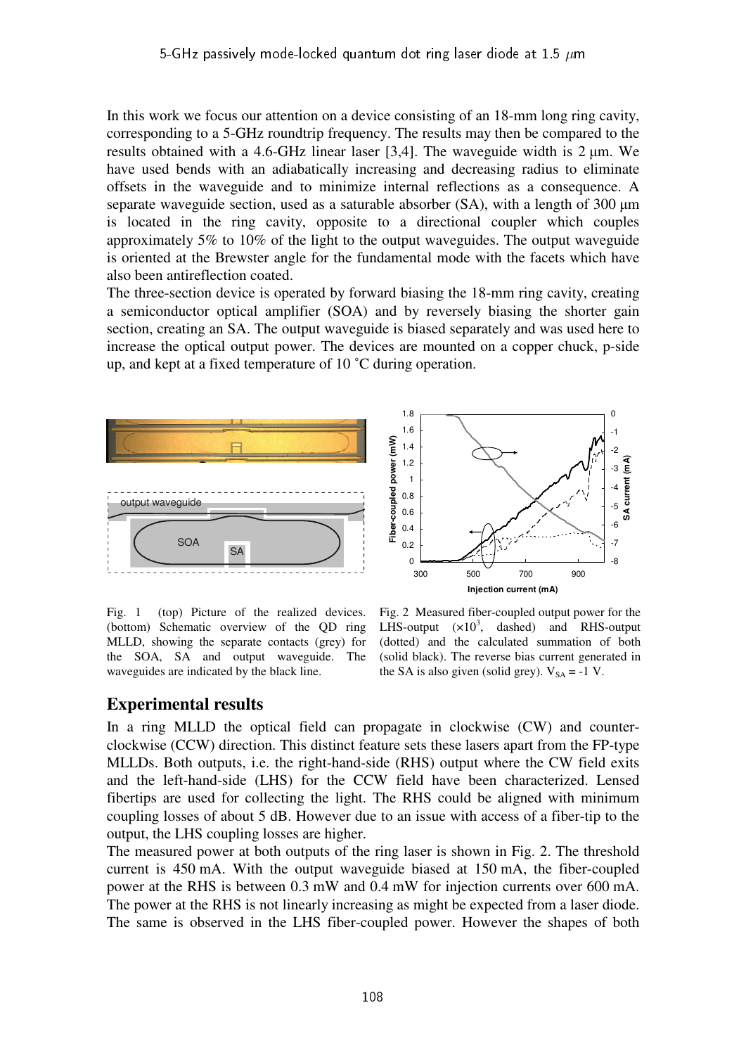In this work we focus our attention on a device consisting of an 18-mm long ring cavity, corresponding to a 5-GHz roundtrip frequency. The results may then be compared to the results obtained with a 4.6-GHz linear laser [3,4]. The waveguide width is 2 µm. We have used bends with an adiabatically increasing and decreasing radius to eliminate offsets in the waveguide and to minimize internal reflections as a consequence. A separate waveguide section, used as a saturable absorber (SA), with a length of 300 µm is located in the ring cavity, opposite to a directional coupler which couples approximately 5% to 10% of the light to the output waveguides. The output waveguide is oriented at the Brewster angle for the fundamental mode with the facets which have also been antireflection coated.

The three-section device is operated by forward biasing the 18-mm ring cavity, creating a semiconductor optical amplifier (SOA) and by reversely biasing the shorter gain section, creating an SA. The output waveguide is biased separately and was used here to increase the optical output power. The devices are mounted on a copper chuck, p-side up, and kept at a fixed temperature of 10 ˚C during operation.

Fig. 1 (top) Picture of the realized devices. (bottom) Schematic overview of the QD ring MLLD, showing the separate contacts (grey) for the SOA, SA and output waveguide. The waveguides are indicated by the black line.

Fig. 2 Measured fiber-coupled output power for the LHS-output ($\times 10^3$, dashed) and RHS-output (dotted) and the calculated summation of both (solid black). The reverse bias current generated in the SA is also given (solid grey). $V_{SA}$ = -1 V.

## Experimental results

In a ring MLLD the optical field can propagate in clockwise (CW) and counter-clockwise (CCW) direction. This distinct feature sets these lasers apart from the FP-type MLLDs. Both outputs, i.e. the right-hand-side (RHS) output where the CW field exits and the left-hand-side (LHS) for the CCW field have been characterized. Lensed fibertips are used for collecting the light. The RHS could be aligned with minimum coupling losses of about 5 dB. However due to an issue with access of a fiber-tip to the output, the LHS coupling losses are higher.

The measured power at both outputs of the ring laser is shown in Fig. 2. The threshold current is 450 mA. With the output waveguide biased at 150 mA, the fiber-coupled power at the RHS is between 0.3 mW and 0.4 mW for injection currents over 600 mA. The power at the RHS is not linearly increasing as might be expected from a laser diode. The same is observed in the LHS fiber-coupled power. However the shapes of both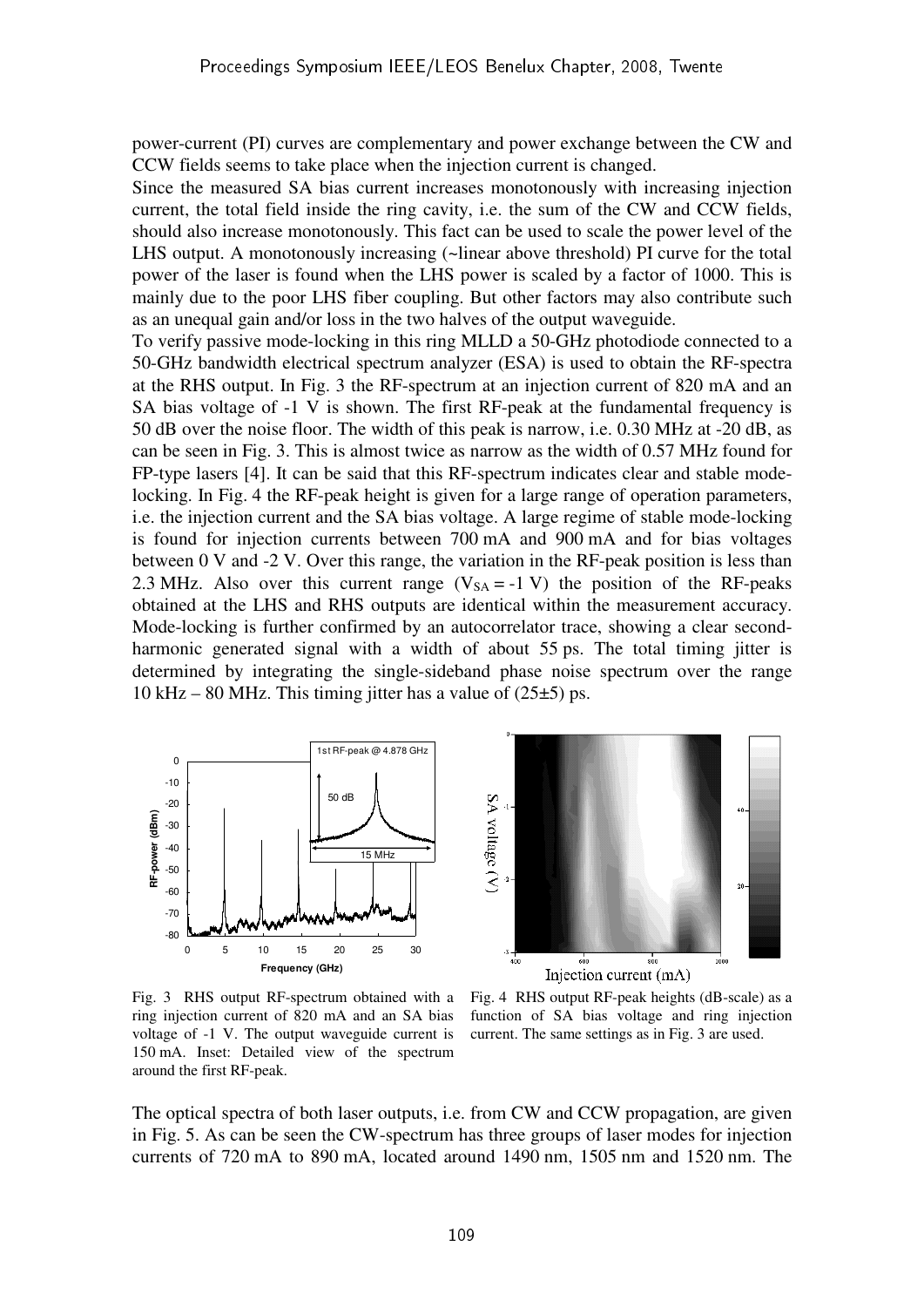power-current (PI) curves are complementary and power exchange between the CW and CCW fields seems to take place when the injection current is changed.

Since the measured SA bias current increases monotonously with increasing injection current, the total field inside the ring cavity, i.e. the sum of the CW and CCW fields, should also increase monotonously. This fact can be used to scale the power level of the LHS output. A monotonously increasing (~linear above threshold) PI curve for the total power of the laser is found when the LHS power is scaled by a factor of 1000. This is mainly due to the poor LHS fiber coupling. But other factors may also contribute such as an unequal gain and/or loss in the two halves of the output waveguide.

To verify passive mode-locking in this ring MLLD a 50-GHz photodiode connected to a 50-GHz bandwidth electrical spectrum analyzer (ESA) is used to obtain the RF-spectra at the RHS output. In Fig. 3 the RF-spectrum at an injection current of 820 mA and an SA bias voltage of -1 V is shown. The first RF-peak at the fundamental frequency is 50 dB over the noise floor. The width of this peak is narrow, i.e. 0.30 MHz at -20 dB, as can be seen in Fig. 3. This is almost twice as narrow as the width of 0.57 MHz found for FP-type lasers [4]. It can be said that this RF-spectrum indicates clear and stable mode-locking. In Fig. 4 the RF-peak height is given for a large range of operation parameters, i.e. the injection current and the SA bias voltage. A large regime of stable mode-locking is found for injection currents between 700 mA and 900 mA and for bias voltages between 0 V and -2 V. Over this range, the variation in the RF-peak position is less than 2.3 MHz. Also over this current range ($V_{SA}$ = -1 V) the position of the RF-peaks obtained at the LHS and RHS outputs are identical within the measurement accuracy. Mode-locking is further confirmed by an autocorrelator trace, showing a clear second-harmonic generated signal with a width of about 55 ps. The total timing jitter is determined by integrating the single-sideband phase noise spectrum over the range 10 kHz – 80 MHz. This timing jitter has a value of (25±5) ps.

Fig. 3 RHS output RF-spectrum obtained with a ring injection current of 820 mA and an SA bias voltage of -1 V. The output waveguide current is 150 mA. Inset: Detailed view of the spectrum around the first RF-peak.

Fig. 4 RHS output RF-peak heights (dB-scale) as a function of SA bias voltage and ring injection current. The same settings as in Fig. 3 are used.

The optical spectra of both laser outputs, i.e. from CW and CCW propagation, are given in Fig. 5. As can be seen the CW-spectrum has three groups of laser modes for injection currents of 720 mA to 890 mA, located around 1490 nm, 1505 nm and 1520 nm. The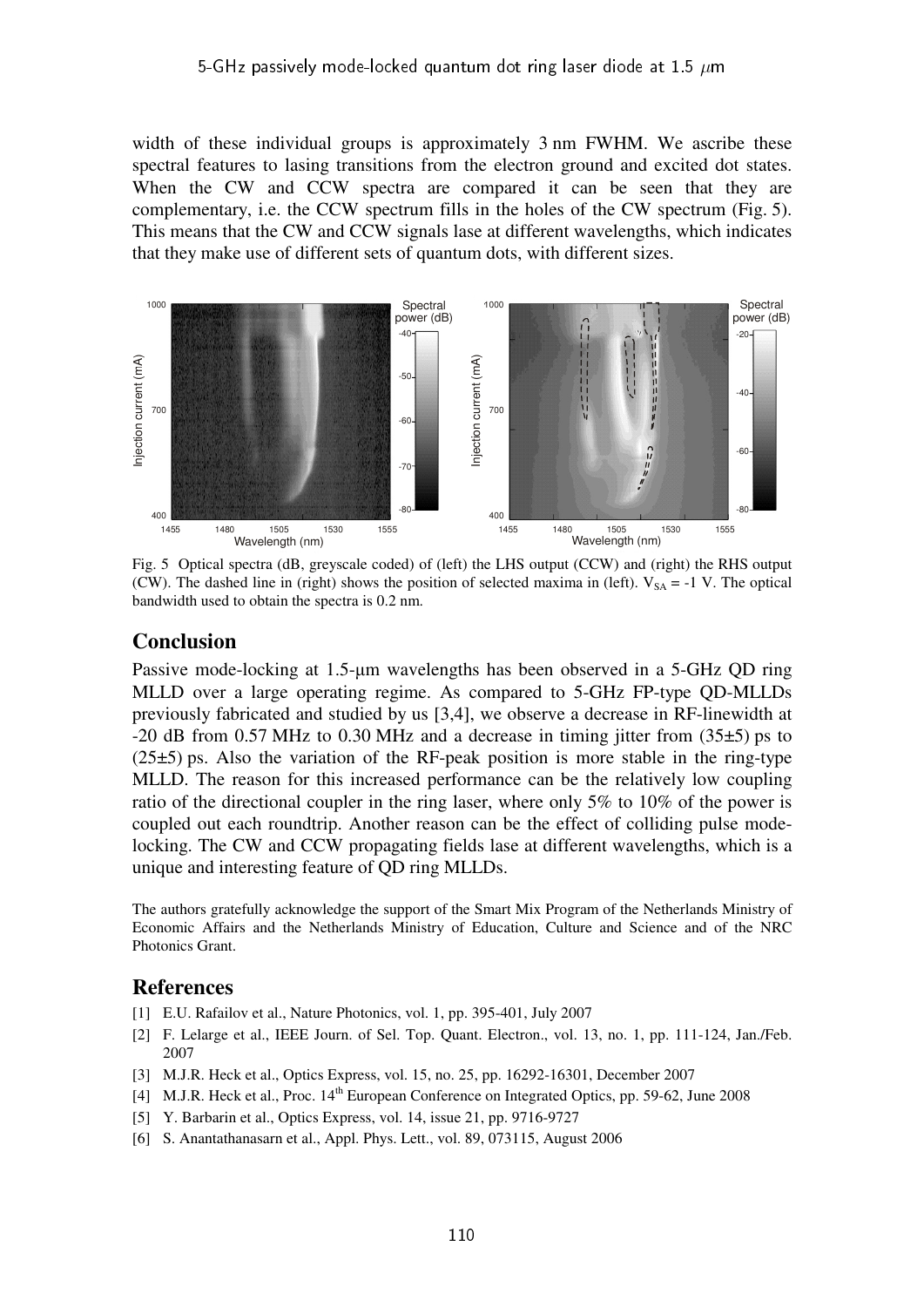width of these individual groups is approximately 3 nm FWHM. We ascribe these spectral features to lasing transitions from the electron ground and excited dot states. When the CW and CCW spectra are compared it can be seen that they are complementary, i.e. the CCW spectrum fills in the holes of the CW spectrum (Fig. 5). This means that the CW and CCW signals lase at different wavelengths, which indicates that they make use of different sets of quantum dots, with different sizes.

Injection current (mA)
1000
700
400
Wavelength (nm)
1455 1480 1505 1530 1555
Spectral power (dB)
-40
-50
-60
-70
-80

Injection current (mA)
1000
700
400
Wavelength (nm)
1455 1480 1505 1530 1555
Spectral power (dB)
-20
-40
-60
-80

Fig. 5 Optical spectra (dB, greyscale coded) of (left) the LHS output (CCW) and (right) the RHS output (CW). The dashed line in (right) shows the position of selected maxima in (left). $V_{SA}$ = -1 V. The optical bandwidth used to obtain the spectra is 0.2 nm.

## Conclusion

Passive mode-locking at 1.5-µm wavelengths has been observed in a 5-GHz QD ring MLLD over a large operating regime. As compared to 5-GHz FP-type QD-MLLDs previously fabricated and studied by us [3,4], we observe a decrease in RF-linewidth at -20 dB from 0.57 MHz to 0.30 MHz and a decrease in timing jitter from (35±5) ps to (25±5) ps. Also the variation of the RF-peak position is more stable in the ring-type MLLD. The reason for this increased performance can be the relatively low coupling ratio of the directional coupler in the ring laser, where only 5% to 10% of the power is coupled out each roundtrip. Another reason can be the effect of colliding pulse mode-locking. The CW and CCW propagating fields lase at different wavelengths, which is a unique and interesting feature of QD ring MLLDs.

The authors gratefully acknowledge the support of the Smart Mix Program of the Netherlands Ministry of Economic Affairs and the Netherlands Ministry of Education, Culture and Science and of the NRC Photonics Grant.

## References

[1] E.U. Rafailov et al., Nature Photonics, vol. 1, pp. 395-401, July 2007

[2] F. Lelarge et al., IEEE Journ. of Sel. Top. Quant. Electron., vol. 13, no. 1, pp. 111-124, Jan./Feb. 2007

[3] M.J.R. Heck et al., Optics Express, vol. 15, no. 25, pp. 16292-16301, December 2007

[4] M.J.R. Heck et al., Proc. 14th European Conference on Integrated Optics, pp. 59-62, June 2008

[5] Y. Barbarin et al., Optics Express, vol. 14, issue 21, pp. 9716-9727

[6] S. Anantathanasarn et al., Appl. Phys. Lett., vol. 89, 073115, August 2006